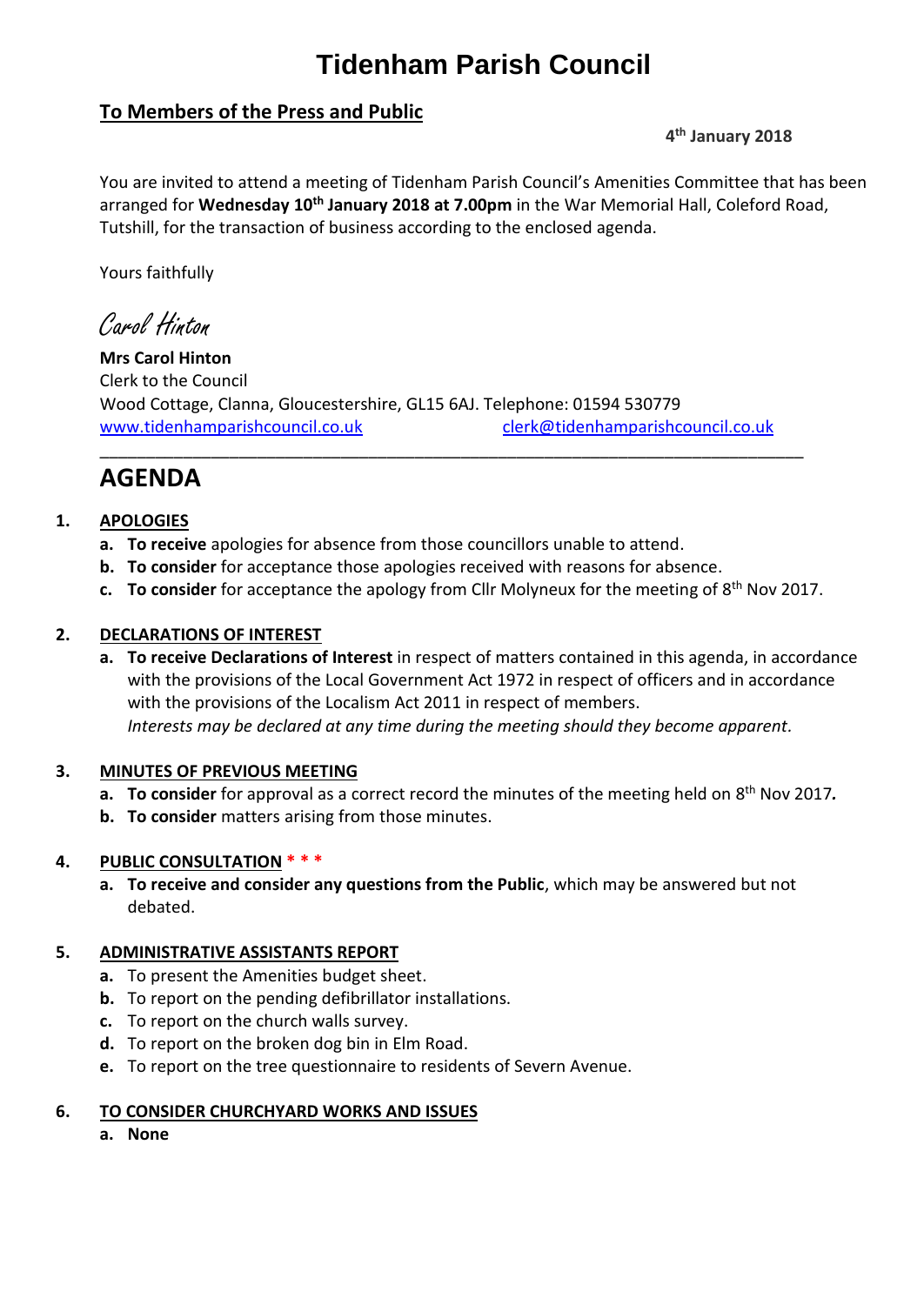# Tidenham Parish Council

## To Members of the Press and Public

**4th January 2018**

You are invited to attend a meeting of Tidenham Parish Council's Amenities Committee that has been arranged for **Wednesday 10th January 2018 at 7.00pm** in the War Memorial Hall, Coleford Road, Tutshill, for the transaction of business according to the enclosed agenda.

Yours faithfully

*Carol Hinton*

**Mrs Carol Hinton**
Clerk to the Council
Wood Cottage, Clanna, Gloucestershire, GL15 6AJ. Telephone: 01594 530779
www.tidenhamparishcouncil.co.uk clerk@tidenhamparishcouncil.co.uk

---

# AGENDA

**1. APOLOGIES**

- **a. To receive** apologies for absence from those councillors unable to attend.
- **b. To consider** for acceptance those apologies received with reasons for absence.
- **c. To consider** for acceptance the apology from Cllr Molyneux for the meeting of 8th Nov 2017.

**2. DECLARATIONS OF INTEREST**

- **a. To receive Declarations of Interest** in respect of matters contained in this agenda, in accordance with the provisions of the Local Government Act 1972 in respect of officers and in accordance with the provisions of the Localism Act 2011 in respect of members.
  *Interests may be declared at any time during the meeting should they become apparent.*

**3. MINUTES OF PREVIOUS MEETING**

- **a. To consider** for approval as a correct record the minutes of the meeting held on 8th Nov 2017**.**
- **b. To consider** matters arising from those minutes.

**4. PUBLIC CONSULTATION * * ***

- **a. To receive and consider any questions from the Public**, which may be answered but not debated.

**5. ADMINISTRATIVE ASSISTANTS REPORT**

- **a.** To present the Amenities budget sheet.
- **b.** To report on the pending defibrillator installations.
- **c.** To report on the church walls survey.
- **d.** To report on the broken dog bin in Elm Road.
- **e.** To report on the tree questionnaire to residents of Severn Avenue.

**6. TO CONSIDER CHURCHYARD WORKS AND ISSUES**

- **a. None**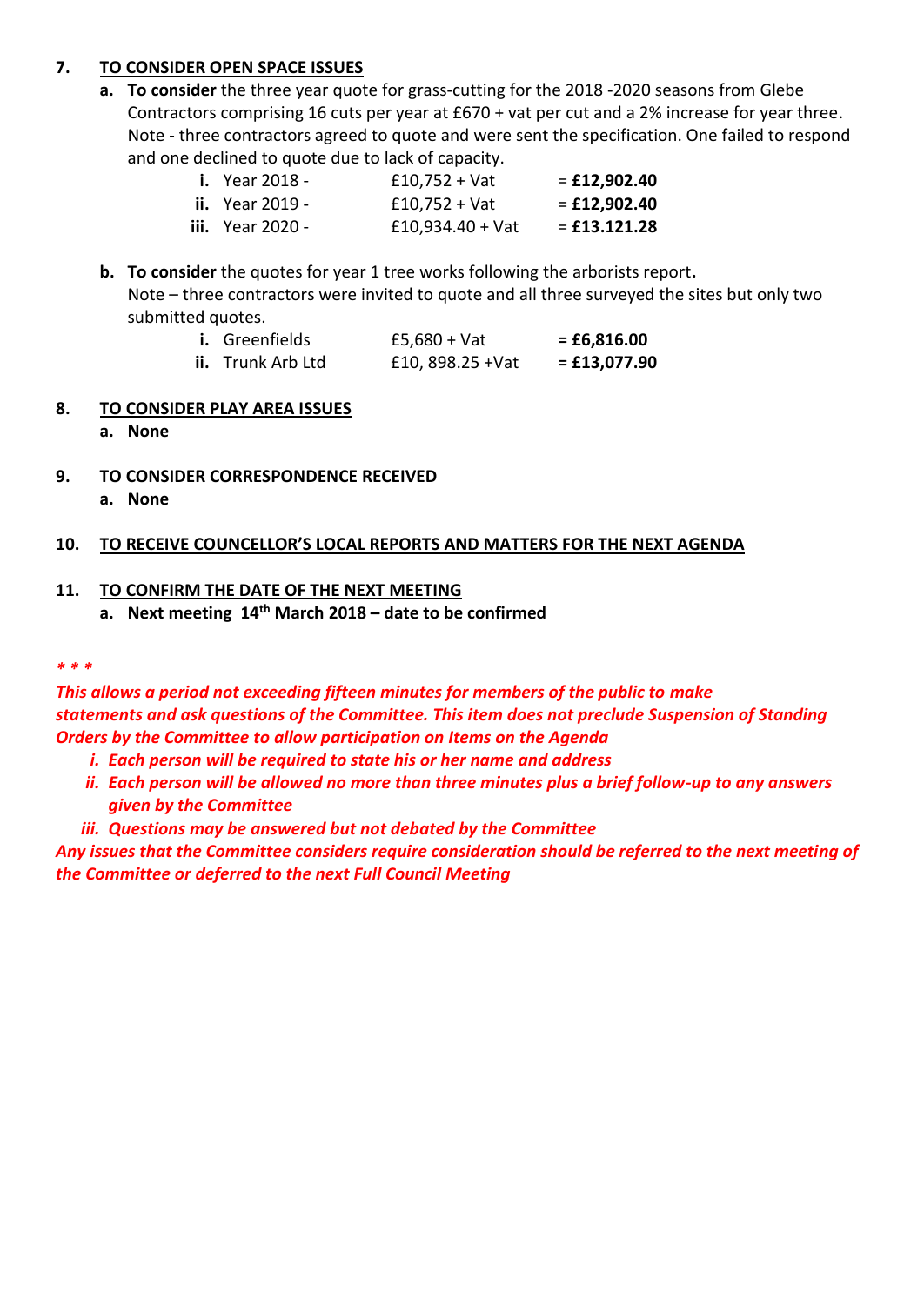7. **TO CONSIDER OPEN SPACE ISSUES**

   a. **To consider** the three year quote for grass-cutting for the 2018 -2020 seasons from Glebe Contractors comprising 16 cuts per year at £670 + vat per cut and a 2% increase for year three. Note - three contractors agreed to quote and were sent the specification. One failed to respond and one declined to quote due to lack of capacity.

| | | |
|---|---|---|
| **i.** Year 2018 - | £10,752 + Vat | = **£12,902.40** |
| **ii.** Year 2019 - | £10,752 + Vat | = **£12,902.40** |
| **iii.** Year 2020 - | £10,934.40 + Vat | = **£13.121.28** |

   b. **To consider** the quotes for year 1 tree works following the arborists report**.** Note – three contractors were invited to quote and all three surveyed the sites but only two submitted quotes.

| | | |
|---|---|---|
| **i.** Greenfields | £5,680 + Vat | **= £6,816.00** |
| **ii.** Trunk Arb Ltd | £10, 898.25 +Vat | **= £13,077.90** |

8. **TO CONSIDER PLAY AREA ISSUES**

   a. **None**

9. **TO CONSIDER CORRESPONDENCE RECEIVED**

   a. **None**

10. **TO RECEIVE COUNCELLOR'S LOCAL REPORTS AND MATTERS FOR THE NEXT AGENDA**

11. **TO CONFIRM THE DATE OF THE NEXT MEETING**

    a. **Next meeting 14th March 2018 – date to be confirmed**

***\* \* \****

***This allows a period not exceeding fifteen minutes for members of the public to make statements and ask questions of the Committee. This item does not preclude Suspension of Standing Orders by the Committee to allow participation on Items on the Agenda***

*i. **Each person will be required to state his or her name and address***

*ii. **Each person will be allowed no more than three minutes plus a brief follow-up to any answers given by the Committee***

*iii. **Questions may be answered but not debated by the Committee***

***Any issues that the Committee considers require consideration should be referred to the next meeting of the Committee or deferred to the next Full Council Meeting***